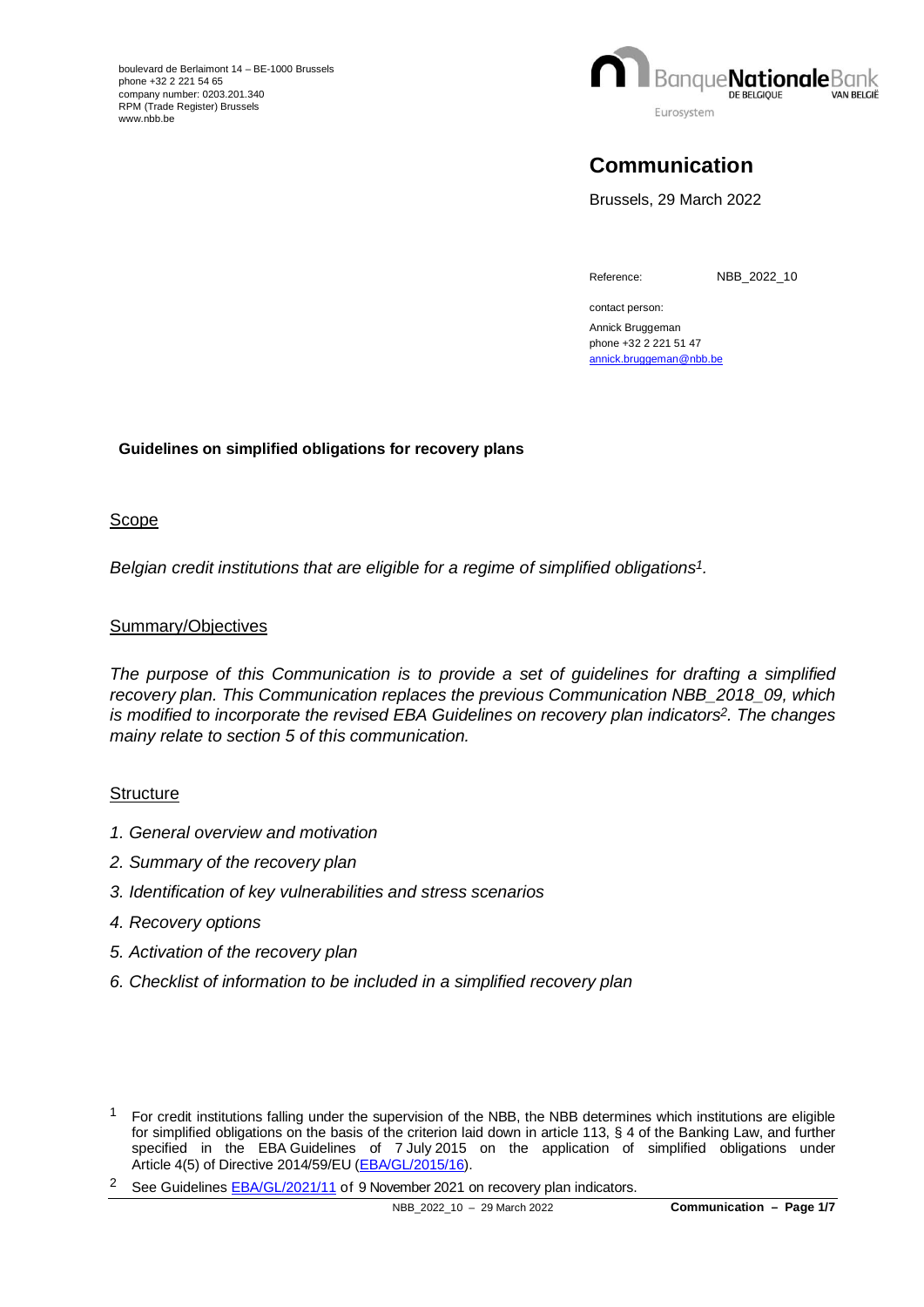boulevard de Berlaimont 14 – BE-1000 Brussels
phone +32 2 221 54 65
company number: 0203.201.340
RPM (Trade Register) Brussels
www.nbb.be

# Communication

Brussels, 29 March 2022

Reference: NBB_2022_10

contact person:
Annick Bruggeman
phone +32 2 221 51 47
annick.bruggeman@nbb.be

**Guidelines on simplified obligations for recovery plans**

## Scope

*Belgian credit institutions that are eligible for a regime of simplified obligations[1].*

## Summary/Objectives

*The purpose of this Communication is to provide a set of guidelines for drafting a simplified recovery plan. This Communication replaces the previous Communication NBB_2018_09, which is modified to incorporate the revised EBA Guidelines on recovery plan indicators[2]. The changes mainy relate to section 5 of this communication.*

## Structure

*1. General overview and motivation*

*2. Summary of the recovery plan*

*3. Identification of key vulnerabilities and stress scenarios*

*4. Recovery options*

*5. Activation of the recovery plan*

*6. Checklist of information to be included in a simplified recovery plan*

---

[1] For credit institutions falling under the supervision of the NBB, the NBB determines which institutions are eligible for simplified obligations on the basis of the criterion laid down in article 113, § 4 of the Banking Law, and further specified in the EBA Guidelines of 7 July 2015 on the application of simplified obligations under Article 4(5) of Directive 2014/59/EU (EBA/GL/2015/16).

[2] See Guidelines EBA/GL/2021/11 of 9 November 2021 on recovery plan indicators.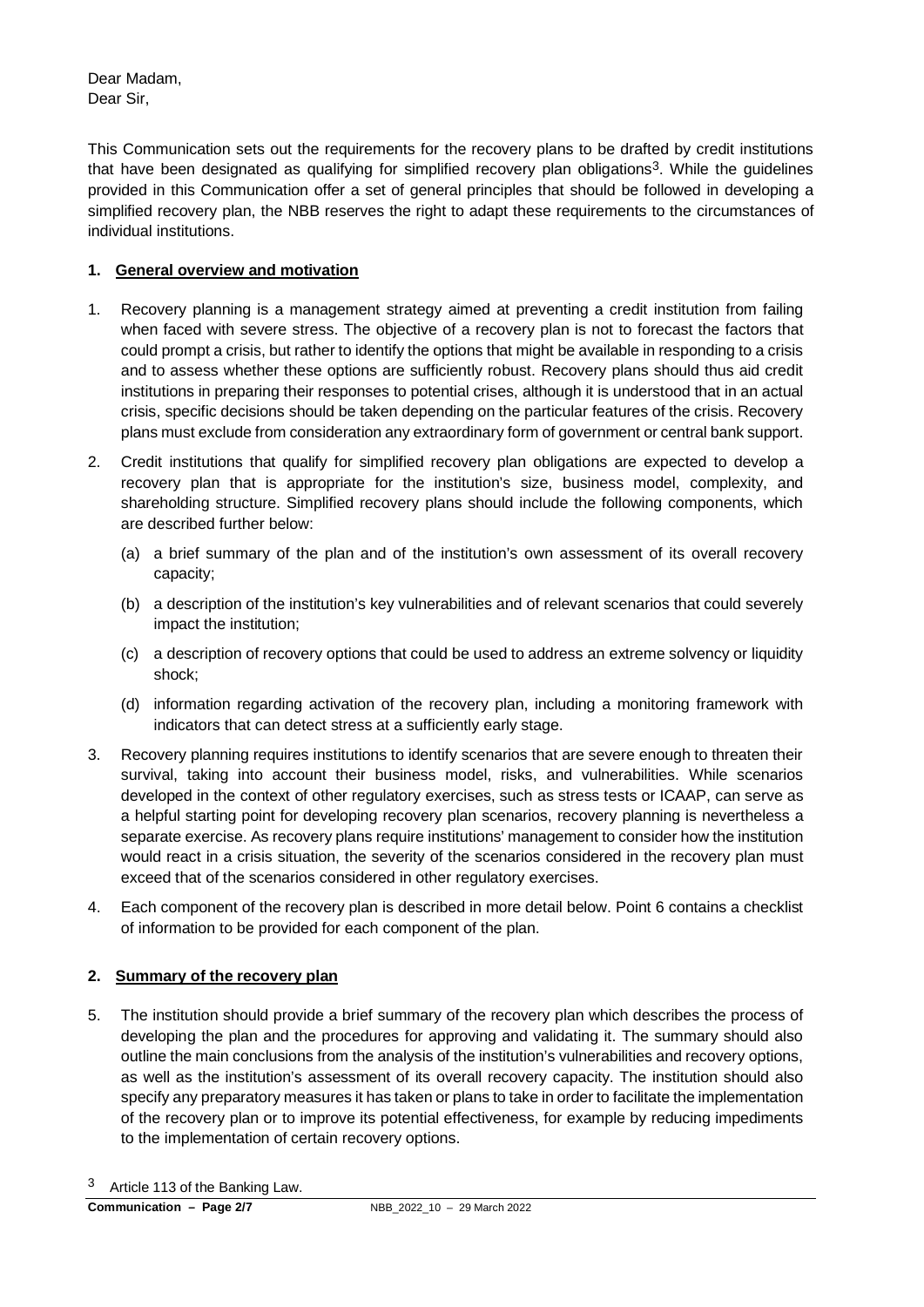Dear Madam,
Dear Sir,

This Communication sets out the requirements for the recovery plans to be drafted by credit institutions that have been designated as qualifying for simplified recovery plan obligations[3]. While the guidelines provided in this Communication offer a set of general principles that should be followed in developing a simplified recovery plan, the NBB reserves the right to adapt these requirements to the circumstances of individual institutions.

## 1. General overview and motivation

1. Recovery planning is a management strategy aimed at preventing a credit institution from failing when faced with severe stress. The objective of a recovery plan is not to forecast the factors that could prompt a crisis, but rather to identify the options that might be available in responding to a crisis and to assess whether these options are sufficiently robust. Recovery plans should thus aid credit institutions in preparing their responses to potential crises, although it is understood that in an actual crisis, specific decisions should be taken depending on the particular features of the crisis. Recovery plans must exclude from consideration any extraordinary form of government or central bank support.

2. Credit institutions that qualify for simplified recovery plan obligations are expected to develop a recovery plan that is appropriate for the institution's size, business model, complexity, and shareholding structure. Simplified recovery plans should include the following components, which are described further below:

   (a) a brief summary of the plan and of the institution's own assessment of its overall recovery capacity;

   (b) a description of the institution's key vulnerabilities and of relevant scenarios that could severely impact the institution;

   (c) a description of recovery options that could be used to address an extreme solvency or liquidity shock;

   (d) information regarding activation of the recovery plan, including a monitoring framework with indicators that can detect stress at a sufficiently early stage.

3. Recovery planning requires institutions to identify scenarios that are severe enough to threaten their survival, taking into account their business model, risks, and vulnerabilities. While scenarios developed in the context of other regulatory exercises, such as stress tests or ICAAP, can serve as a helpful starting point for developing recovery plan scenarios, recovery planning is nevertheless a separate exercise. As recovery plans require institutions' management to consider how the institution would react in a crisis situation, the severity of the scenarios considered in the recovery plan must exceed that of the scenarios considered in other regulatory exercises.

4. Each component of the recovery plan is described in more detail below. Point 6 contains a checklist of information to be provided for each component of the plan.

## 2. Summary of the recovery plan

5. The institution should provide a brief summary of the recovery plan which describes the process of developing the plan and the procedures for approving and validating it. The summary should also outline the main conclusions from the analysis of the institution's vulnerabilities and recovery options, as well as the institution's assessment of its overall recovery capacity. The institution should also specify any preparatory measures it has taken or plans to take in order to facilitate the implementation of the recovery plan or to improve its potential effectiveness, for example by reducing impediments to the implementation of certain recovery options.

[3] Article 113 of the Banking Law.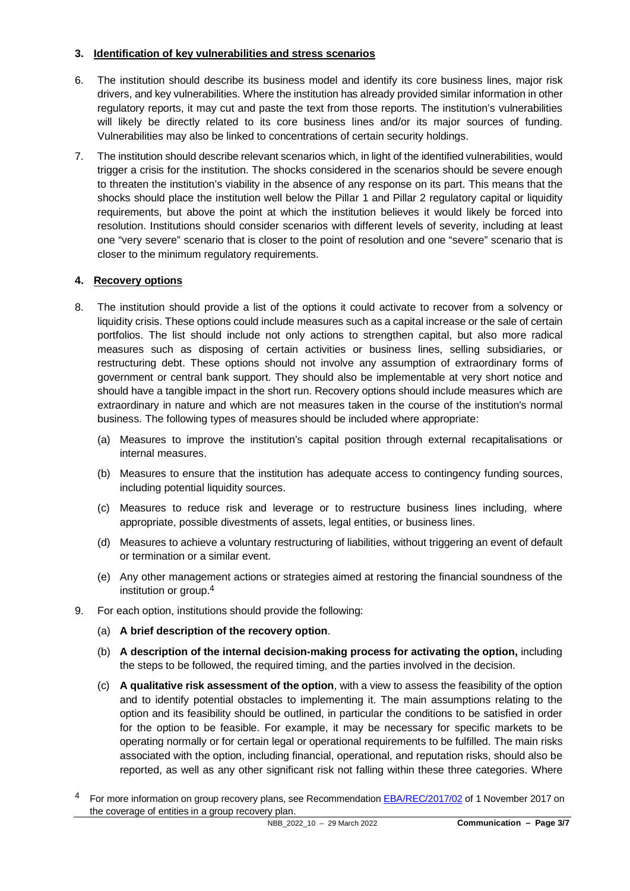## 3. Identification of key vulnerabilities and stress scenarios

6. The institution should describe its business model and identify its core business lines, major risk drivers, and key vulnerabilities. Where the institution has already provided similar information in other regulatory reports, it may cut and paste the text from those reports. The institution's vulnerabilities will likely be directly related to its core business lines and/or its major sources of funding. Vulnerabilities may also be linked to concentrations of certain security holdings.

7. The institution should describe relevant scenarios which, in light of the identified vulnerabilities, would trigger a crisis for the institution. The shocks considered in the scenarios should be severe enough to threaten the institution's viability in the absence of any response on its part. This means that the shocks should place the institution well below the Pillar 1 and Pillar 2 regulatory capital or liquidity requirements, but above the point at which the institution believes it would likely be forced into resolution. Institutions should consider scenarios with different levels of severity, including at least one "very severe" scenario that is closer to the point of resolution and one "severe" scenario that is closer to the minimum regulatory requirements.

## 4. Recovery options

8. The institution should provide a list of the options it could activate to recover from a solvency or liquidity crisis. These options could include measures such as a capital increase or the sale of certain portfolios. The list should include not only actions to strengthen capital, but also more radical measures such as disposing of certain activities or business lines, selling subsidiaries, or restructuring debt. These options should not involve any assumption of extraordinary forms of government or central bank support. They should also be implementable at very short notice and should have a tangible impact in the short run. Recovery options should include measures which are extraordinary in nature and which are not measures taken in the course of the institution's normal business. The following types of measures should be included where appropriate:

   (a) Measures to improve the institution's capital position through external recapitalisations or internal measures.

   (b) Measures to ensure that the institution has adequate access to contingency funding sources, including potential liquidity sources.

   (c) Measures to reduce risk and leverage or to restructure business lines including, where appropriate, possible divestments of assets, legal entities, or business lines.

   (d) Measures to achieve a voluntary restructuring of liabilities, without triggering an event of default or termination or a similar event.

   (e) Any other management actions or strategies aimed at restoring the financial soundness of the institution or group.[4]

9. For each option, institutions should provide the following:

   (a) **A brief description of the recovery option**.

   (b) **A description of the internal decision-making process for activating the option,** including the steps to be followed, the required timing, and the parties involved in the decision.

   (c) **A qualitative risk assessment of the option**, with a view to assess the feasibility of the option and to identify potential obstacles to implementing it. The main assumptions relating to the option and its feasibility should be outlined, in particular the conditions to be satisfied in order for the option to be feasible. For example, it may be necessary for specific markets to be operating normally or for certain legal or operational requirements to be fulfilled. The main risks associated with the option, including financial, operational, and reputation risks, should also be reported, as well as any other significant risk not falling within these three categories. Where

[4] For more information on group recovery plans, see Recommendation EBA/REC/2017/02 of 1 November 2017 on the coverage of entities in a group recovery plan.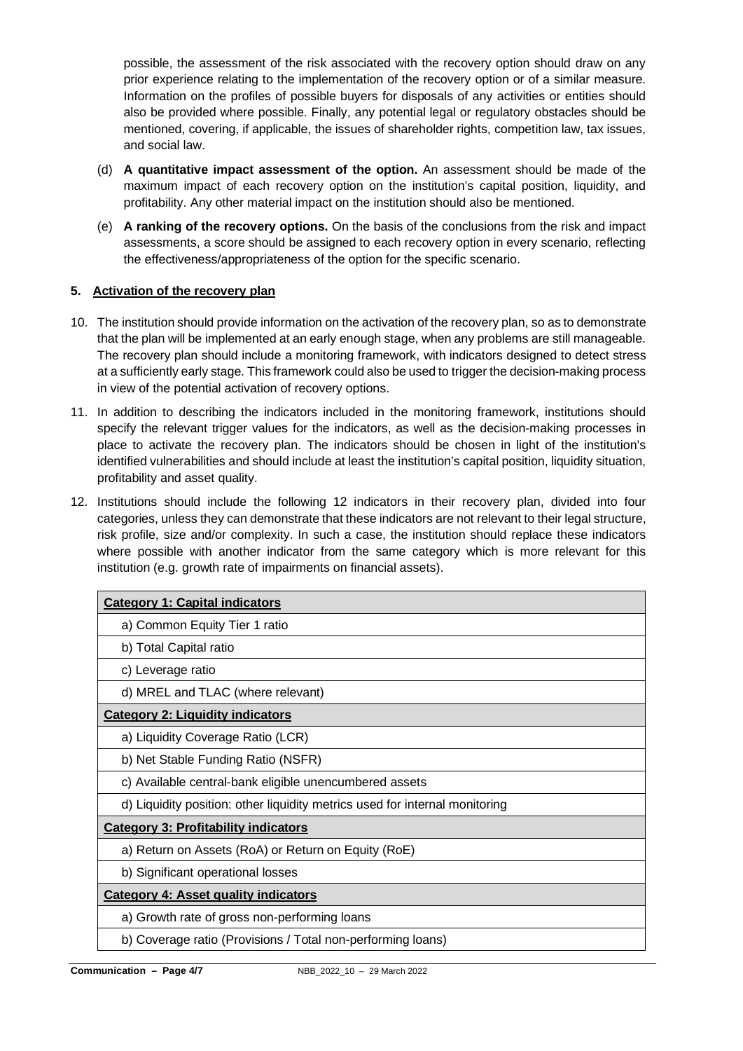possible, the assessment of the risk associated with the recovery option should draw on any prior experience relating to the implementation of the recovery option or of a similar measure. Information on the profiles of possible buyers for disposals of any activities or entities should also be provided where possible. Finally, any potential legal or regulatory obstacles should be mentioned, covering, if applicable, the issues of shareholder rights, competition law, tax issues, and social law.

(d) **A quantitative impact assessment of the option.** An assessment should be made of the maximum impact of each recovery option on the institution's capital position, liquidity, and profitability. Any other material impact on the institution should also be mentioned.

(e) **A ranking of the recovery options.** On the basis of the conclusions from the risk and impact assessments, a score should be assigned to each recovery option in every scenario, reflecting the effectiveness/appropriateness of the option for the specific scenario.

## 5. Activation of the recovery plan

10. The institution should provide information on the activation of the recovery plan, so as to demonstrate that the plan will be implemented at an early enough stage, when any problems are still manageable. The recovery plan should include a monitoring framework, with indicators designed to detect stress at a sufficiently early stage. This framework could also be used to trigger the decision-making process in view of the potential activation of recovery options.

11. In addition to describing the indicators included in the monitoring framework, institutions should specify the relevant trigger values for the indicators, as well as the decision-making processes in place to activate the recovery plan. The indicators should be chosen in light of the institution's identified vulnerabilities and should include at least the institution's capital position, liquidity situation, profitability and asset quality.

12. Institutions should include the following 12 indicators in their recovery plan, divided into four categories, unless they can demonstrate that these indicators are not relevant to their legal structure, risk profile, size and/or complexity. In such a case, the institution should replace these indicators where possible with another indicator from the same category which is more relevant for this institution (e.g. growth rate of impairments on financial assets).

| |
|---|
| **Category 1: Capital indicators** |
| a) Common Equity Tier 1 ratio |
| b) Total Capital ratio |
| c) Leverage ratio |
| d) MREL and TLAC (where relevant) |
| **Category 2: Liquidity indicators** |
| a) Liquidity Coverage Ratio (LCR) |
| b) Net Stable Funding Ratio (NSFR) |
| c) Available central-bank eligible unencumbered assets |
| d) Liquidity position: other liquidity metrics used for internal monitoring |
| **Category 3: Profitability indicators** |
| a) Return on Assets (RoA) or Return on Equity (RoE) |
| b) Significant operational losses |
| **Category 4: Asset quality indicators** |
| a) Growth rate of gross non-performing loans |
| b) Coverage ratio (Provisions / Total non-performing loans) |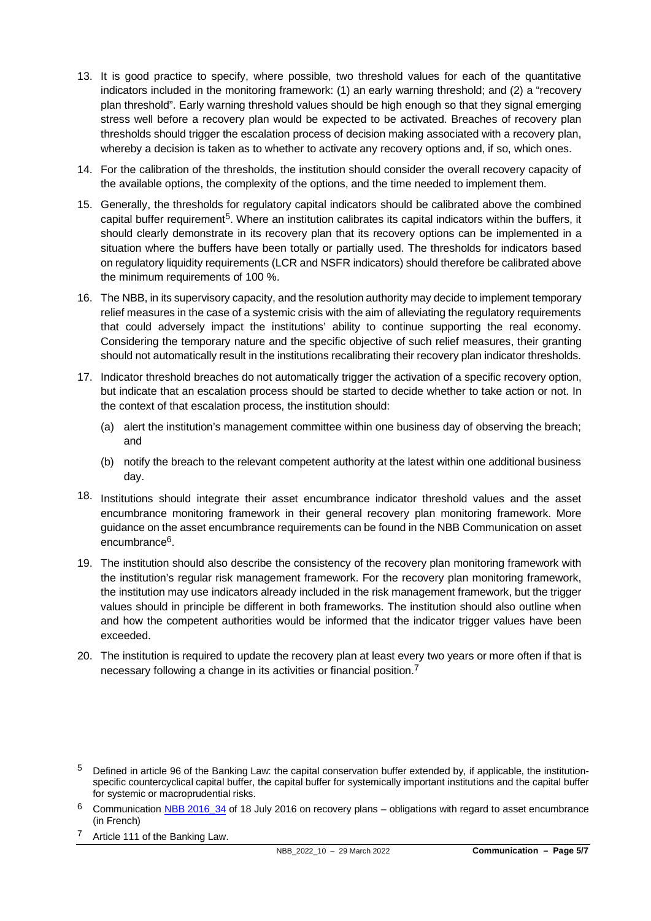13. It is good practice to specify, where possible, two threshold values for each of the quantitative indicators included in the monitoring framework: (1) an early warning threshold; and (2) a "recovery plan threshold". Early warning threshold values should be high enough so that they signal emerging stress well before a recovery plan would be expected to be activated. Breaches of recovery plan thresholds should trigger the escalation process of decision making associated with a recovery plan, whereby a decision is taken as to whether to activate any recovery options and, if so, which ones.

14. For the calibration of the thresholds, the institution should consider the overall recovery capacity of the available options, the complexity of the options, and the time needed to implement them.

15. Generally, the thresholds for regulatory capital indicators should be calibrated above the combined capital buffer requirement[5]. Where an institution calibrates its capital indicators within the buffers, it should clearly demonstrate in its recovery plan that its recovery options can be implemented in a situation where the buffers have been totally or partially used. The thresholds for indicators based on regulatory liquidity requirements (LCR and NSFR indicators) should therefore be calibrated above the minimum requirements of 100 %.

16. The NBB, in its supervisory capacity, and the resolution authority may decide to implement temporary relief measures in the case of a systemic crisis with the aim of alleviating the regulatory requirements that could adversely impact the institutions' ability to continue supporting the real economy. Considering the temporary nature and the specific objective of such relief measures, their granting should not automatically result in the institutions recalibrating their recovery plan indicator thresholds.

17. Indicator threshold breaches do not automatically trigger the activation of a specific recovery option, but indicate that an escalation process should be started to decide whether to take action or not. In the context of that escalation process, the institution should:

    (a) alert the institution's management committee within one business day of observing the breach; and

    (b) notify the breach to the relevant competent authority at the latest within one additional business day.

18. Institutions should integrate their asset encumbrance indicator threshold values and the asset encumbrance monitoring framework in their general recovery plan monitoring framework. More guidance on the asset encumbrance requirements can be found in the NBB Communication on asset encumbrance[6].

19. The institution should also describe the consistency of the recovery plan monitoring framework with the institution's regular risk management framework. For the recovery plan monitoring framework, the institution may use indicators already included in the risk management framework, but the trigger values should in principle be different in both frameworks. The institution should also outline when and how the competent authorities would be informed that the indicator trigger values have been exceeded.

20. The institution is required to update the recovery plan at least every two years or more often if that is necessary following a change in its activities or financial position.[7]

---

[5] Defined in article 96 of the Banking Law: the capital conservation buffer extended by, if applicable, the institution-specific countercyclical capital buffer, the capital buffer for systemically important institutions and the capital buffer for systemic or macroprudential risks.

[6] Communication NBB 2016_34 of 18 July 2016 on recovery plans – obligations with regard to asset encumbrance (in French)

[7] Article 111 of the Banking Law.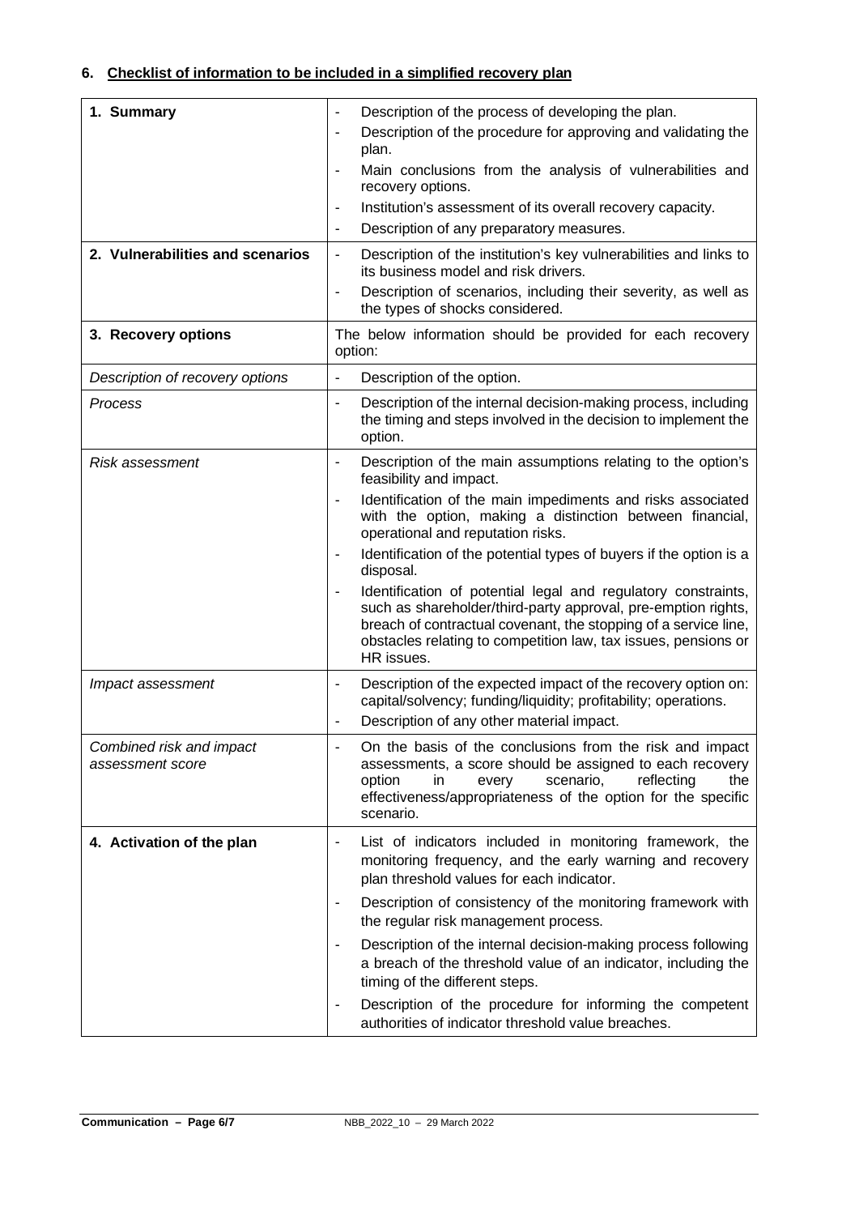## 6. Checklist of information to be included in a simplified recovery plan

| | |
|---|---|
| **1. Summary** | - Description of the process of developing the plan.<br>- Description of the procedure for approving and validating the plan.<br>- Main conclusions from the analysis of vulnerabilities and recovery options.<br>- Institution's assessment of its overall recovery capacity.<br>- Description of any preparatory measures. |
| **2. Vulnerabilities and scenarios** | - Description of the institution's key vulnerabilities and links to its business model and risk drivers.<br>- Description of scenarios, including their severity, as well as the types of shocks considered. |
| **3. Recovery options** | The below information should be provided for each recovery option: |
| *Description of recovery options* | - Description of the option. |
| *Process* | - Description of the internal decision-making process, including the timing and steps involved in the decision to implement the option. |
| *Risk assessment* | - Description of the main assumptions relating to the option's feasibility and impact.<br>- Identification of the main impediments and risks associated with the option, making a distinction between financial, operational and reputation risks.<br>- Identification of the potential types of buyers if the option is a disposal.<br>- Identification of potential legal and regulatory constraints, such as shareholder/third-party approval, pre-emption rights, breach of contractual covenant, the stopping of a service line, obstacles relating to competition law, tax issues, pensions or HR issues. |
| *Impact assessment* | - Description of the expected impact of the recovery option on: capital/solvency; funding/liquidity; profitability; operations.<br>- Description of any other material impact. |
| *Combined risk and impact assessment score* | - On the basis of the conclusions from the risk and impact assessments, a score should be assigned to each recovery option in every scenario, reflecting the effectiveness/appropriateness of the option for the specific scenario. |
| **4. Activation of the plan** | - List of indicators included in monitoring framework, the monitoring frequency, and the early warning and recovery plan threshold values for each indicator.<br>- Description of consistency of the monitoring framework with the regular risk management process.<br>- Description of the internal decision-making process following a breach of the threshold value of an indicator, including the timing of the different steps.<br>- Description of the procedure for informing the competent authorities of indicator threshold value breaches. |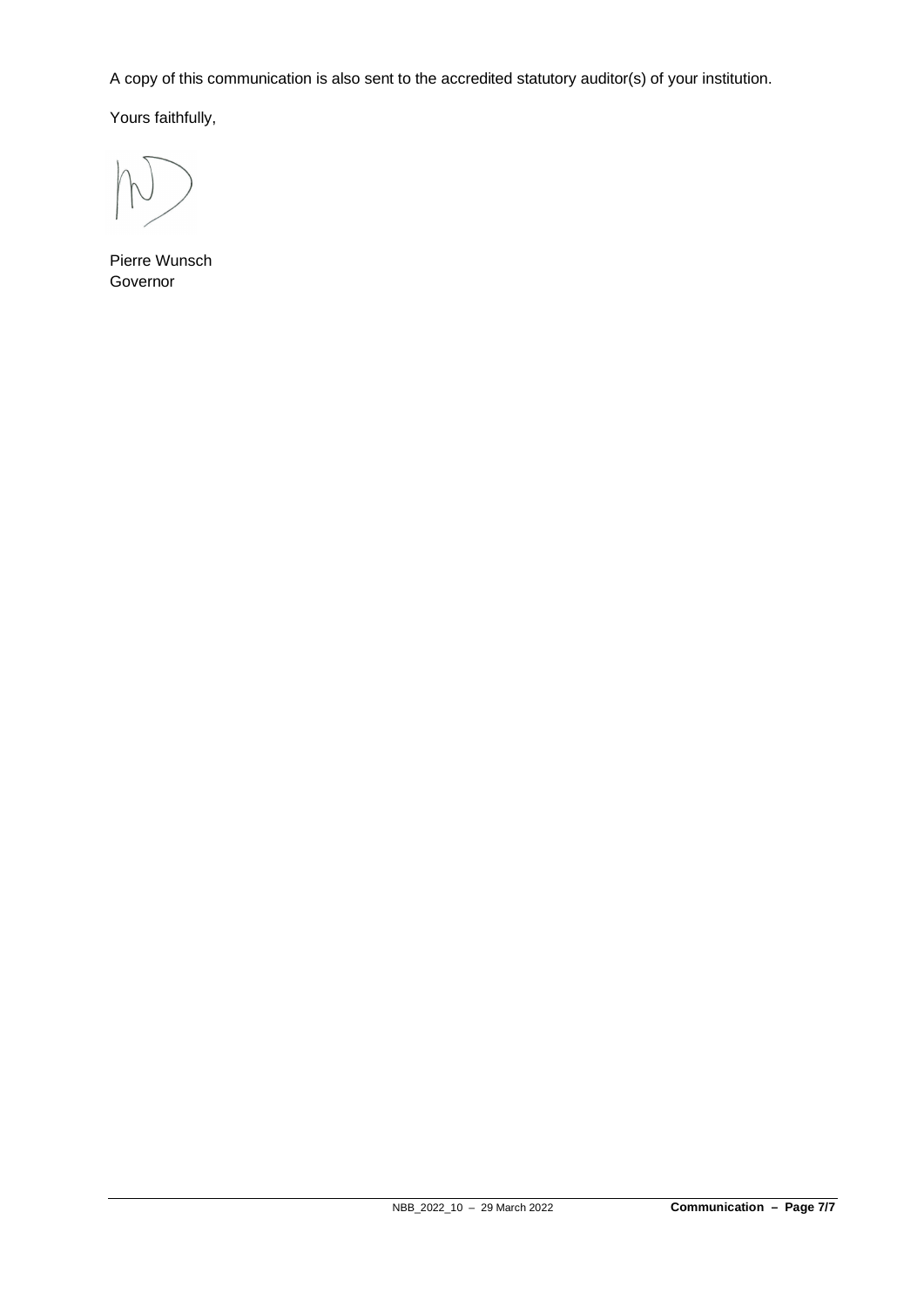A copy of this communication is also sent to the accredited statutory auditor(s) of your institution.

Yours faithfully,

Pierre Wunsch
Governor